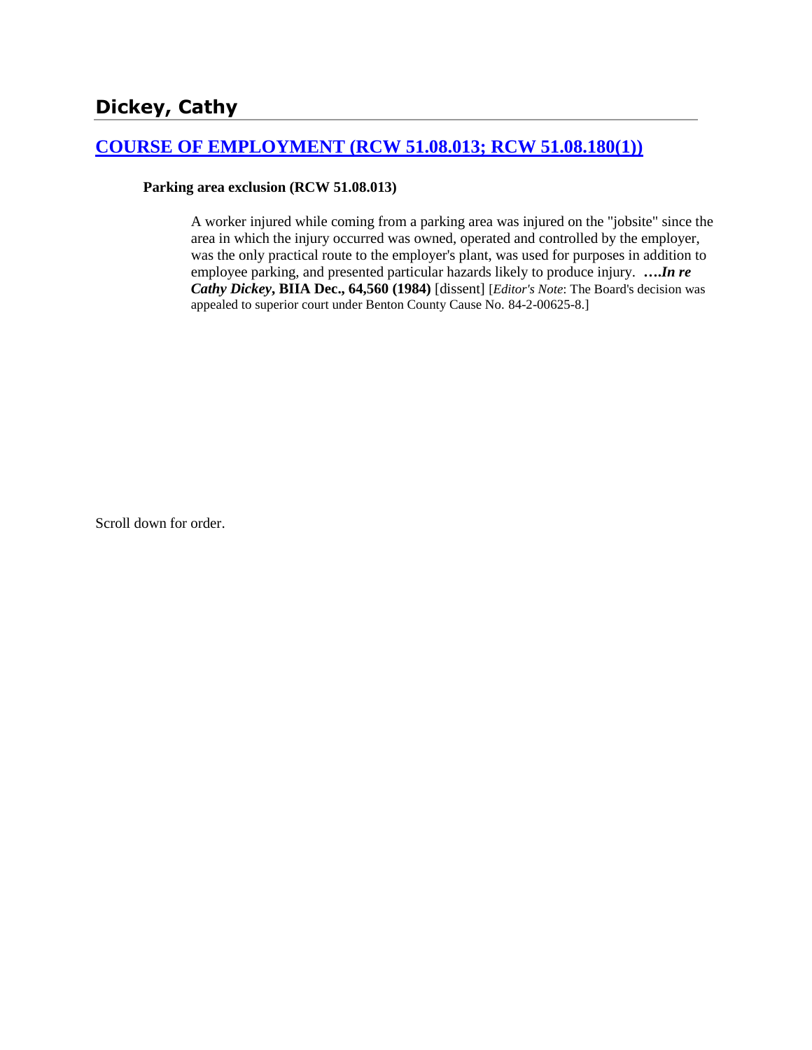# Dickey, Cathy

## [COURSE OF EMPLOYMENT (RCW 51.08.013; RCW 51.08.180(1))]()

**Parking area exclusion (RCW 51.08.013)**

A worker injured while coming from a parking area was injured on the "jobsite" since the area in which the injury occurred was owned, operated and controlled by the employer, was the only practical route to the employer's plant, was used for purposes in addition to employee parking, and presented particular hazards likely to produce injury. ***….In re Cathy Dickey*, BIIA Dec., 64,560 (1984)** [dissent] [*Editor's Note*: The Board's decision was appealed to superior court under Benton County Cause No. 84-2-00625-8.]

Scroll down for order.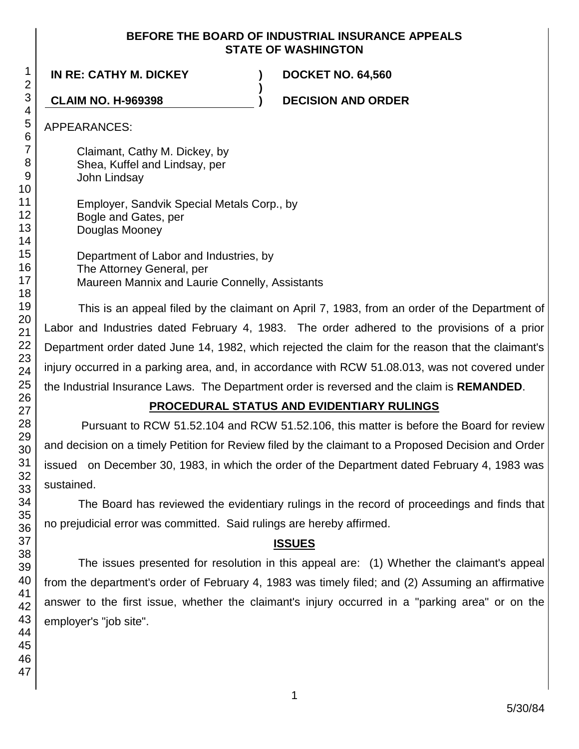**BEFORE THE BOARD OF INDUSTRIAL INSURANCE APPEALS**
**STATE OF WASHINGTON**

| | | |
|---|---|---|
| **IN RE: CATHY M. DICKEY** | **)** | **DOCKET NO. 64,560** |
| | **)** | |
| **CLAIM NO. H-969398** | **)** | **DECISION AND ORDER** |

APPEARANCES:

Claimant, Cathy M. Dickey, by
Shea, Kuffel and Lindsay, per
John Lindsay

Employer, Sandvik Special Metals Corp., by
Bogle and Gates, per
Douglas Mooney

Department of Labor and Industries, by
The Attorney General, per
Maureen Mannix and Laurie Connelly, Assistants

This is an appeal filed by the claimant on April 7, 1983, from an order of the Department of Labor and Industries dated February 4, 1983. The order adhered to the provisions of a prior Department order dated June 14, 1982, which rejected the claim for the reason that the claimant's injury occurred in a parking area, and, in accordance with RCW 51.08.013, was not covered under the Industrial Insurance Laws. The Department order is reversed and the claim is **REMANDED**.

## PROCEDURAL STATUS AND EVIDENTIARY RULINGS

Pursuant to RCW 51.52.104 and RCW 51.52.106, this matter is before the Board for review and decision on a timely Petition for Review filed by the claimant to a Proposed Decision and Order issued on December 30, 1983, in which the order of the Department dated February 4, 1983 was sustained.

The Board has reviewed the evidentiary rulings in the record of proceedings and finds that no prejudicial error was committed. Said rulings are hereby affirmed.

## ISSUES

The issues presented for resolution in this appeal are: (1) Whether the claimant's appeal from the department's order of February 4, 1983 was timely filed; and (2) Assuming an affirmative answer to the first issue, whether the claimant's injury occurred in a "parking area" or on the employer's "job site".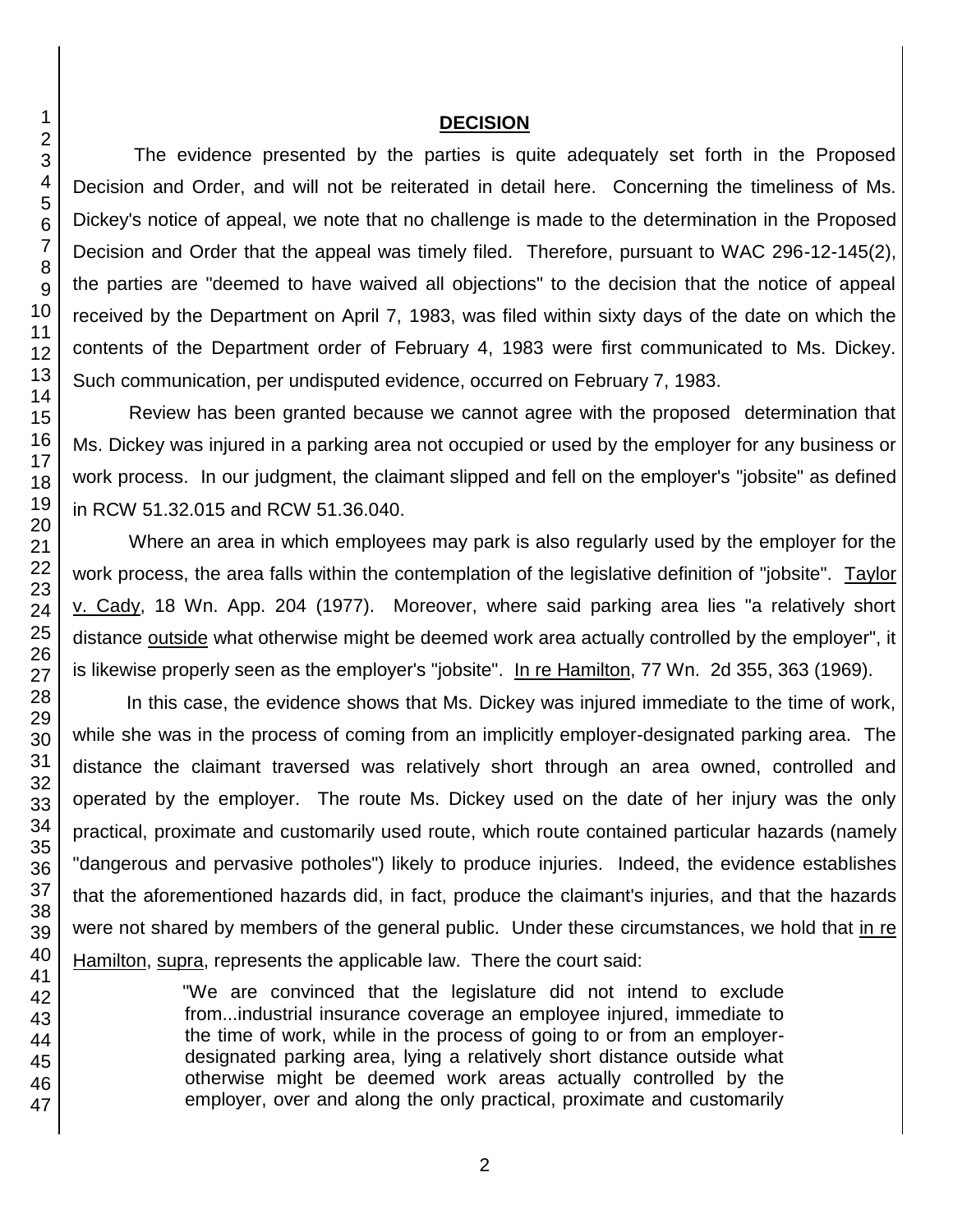## DECISION

The evidence presented by the parties is quite adequately set forth in the Proposed Decision and Order, and will not be reiterated in detail here. Concerning the timeliness of Ms. Dickey's notice of appeal, we note that no challenge is made to the determination in the Proposed Decision and Order that the appeal was timely filed. Therefore, pursuant to WAC 296-12-145(2), the parties are "deemed to have waived all objections" to the decision that the notice of appeal received by the Department on April 7, 1983, was filed within sixty days of the date on which the contents of the Department order of February 4, 1983 were first communicated to Ms. Dickey. Such communication, per undisputed evidence, occurred on February 7, 1983.

Review has been granted because we cannot agree with the proposed determination that Ms. Dickey was injured in a parking area not occupied or used by the employer for any business or work process. In our judgment, the claimant slipped and fell on the employer's "jobsite" as defined in RCW 51.32.015 and RCW 51.36.040.

Where an area in which employees may park is also regularly used by the employer for the work process, the area falls within the contemplation of the legislative definition of "jobsite". Taylor v. Cady, 18 Wn. App. 204 (1977). Moreover, where said parking area lies "a relatively short distance outside what otherwise might be deemed work area actually controlled by the employer", it is likewise properly seen as the employer's "jobsite". In re Hamilton, 77 Wn. 2d 355, 363 (1969).

In this case, the evidence shows that Ms. Dickey was injured immediate to the time of work, while she was in the process of coming from an implicitly employer-designated parking area. The distance the claimant traversed was relatively short through an area owned, controlled and operated by the employer. The route Ms. Dickey used on the date of her injury was the only practical, proximate and customarily used route, which route contained particular hazards (namely "dangerous and pervasive potholes") likely to produce injuries. Indeed, the evidence establishes that the aforementioned hazards did, in fact, produce the claimant's injuries, and that the hazards were not shared by members of the general public. Under these circumstances, we hold that in re Hamilton, supra, represents the applicable law. There the court said:

> "We are convinced that the legislature did not intend to exclude from...industrial insurance coverage an employee injured, immediate to the time of work, while in the process of going to or from an employer-designated parking area, lying a relatively short distance outside what otherwise might be deemed work areas actually controlled by the employer, over and along the only practical, proximate and customarily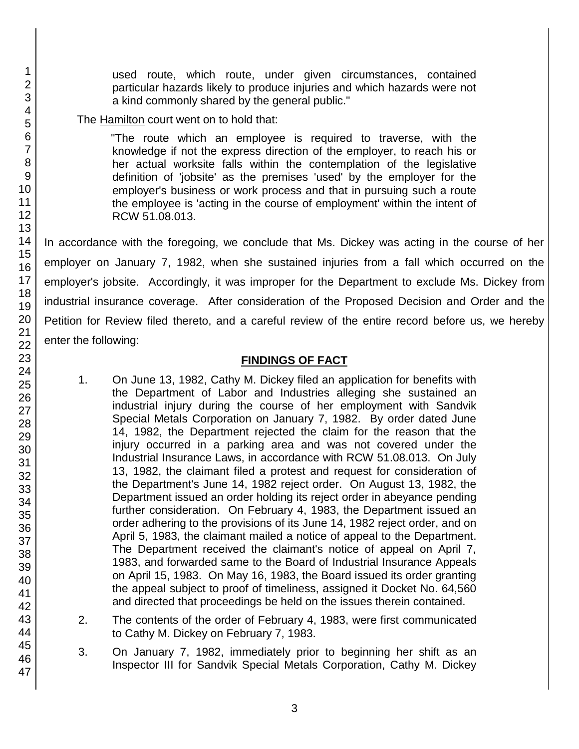used route, which route, under given circumstances, contained particular hazards likely to produce injuries and which hazards were not a kind commonly shared by the general public."

The Hamilton court went on to hold that:

> "The route which an employee is required to traverse, with the knowledge if not the express direction of the employer, to reach his or her actual worksite falls within the contemplation of the legislative definition of 'jobsite' as the premises 'used' by the employer for the employer's business or work process and that in pursuing such a route the employee is 'acting in the course of employment' within the intent of RCW 51.08.013.

In accordance with the foregoing, we conclude that Ms. Dickey was acting in the course of her employer on January 7, 1982, when she sustained injuries from a fall which occurred on the employer's jobsite. Accordingly, it was improper for the Department to exclude Ms. Dickey from industrial insurance coverage. After consideration of the Proposed Decision and Order and the Petition for Review filed thereto, and a careful review of the entire record before us, we hereby enter the following:

## FINDINGS OF FACT

1. On June 13, 1982, Cathy M. Dickey filed an application for benefits with the Department of Labor and Industries alleging she sustained an industrial injury during the course of her employment with Sandvik Special Metals Corporation on January 7, 1982. By order dated June 14, 1982, the Department rejected the claim for the reason that the injury occurred in a parking area and was not covered under the Industrial Insurance Laws, in accordance with RCW 51.08.013. On July 13, 1982, the claimant filed a protest and request for consideration of the Department's June 14, 1982 reject order. On August 13, 1982, the Department issued an order holding its reject order in abeyance pending further consideration. On February 4, 1983, the Department issued an order adhering to the provisions of its June 14, 1982 reject order, and on April 5, 1983, the claimant mailed a notice of appeal to the Department. The Department received the claimant's notice of appeal on April 7, 1983, and forwarded same to the Board of Industrial Insurance Appeals on April 15, 1983. On May 16, 1983, the Board issued its order granting the appeal subject to proof of timeliness, assigned it Docket No. 64,560 and directed that proceedings be held on the issues therein contained.

2. The contents of the order of February 4, 1983, were first communicated to Cathy M. Dickey on February 7, 1983.

3. On January 7, 1982, immediately prior to beginning her shift as an Inspector III for Sandvik Special Metals Corporation, Cathy M. Dickey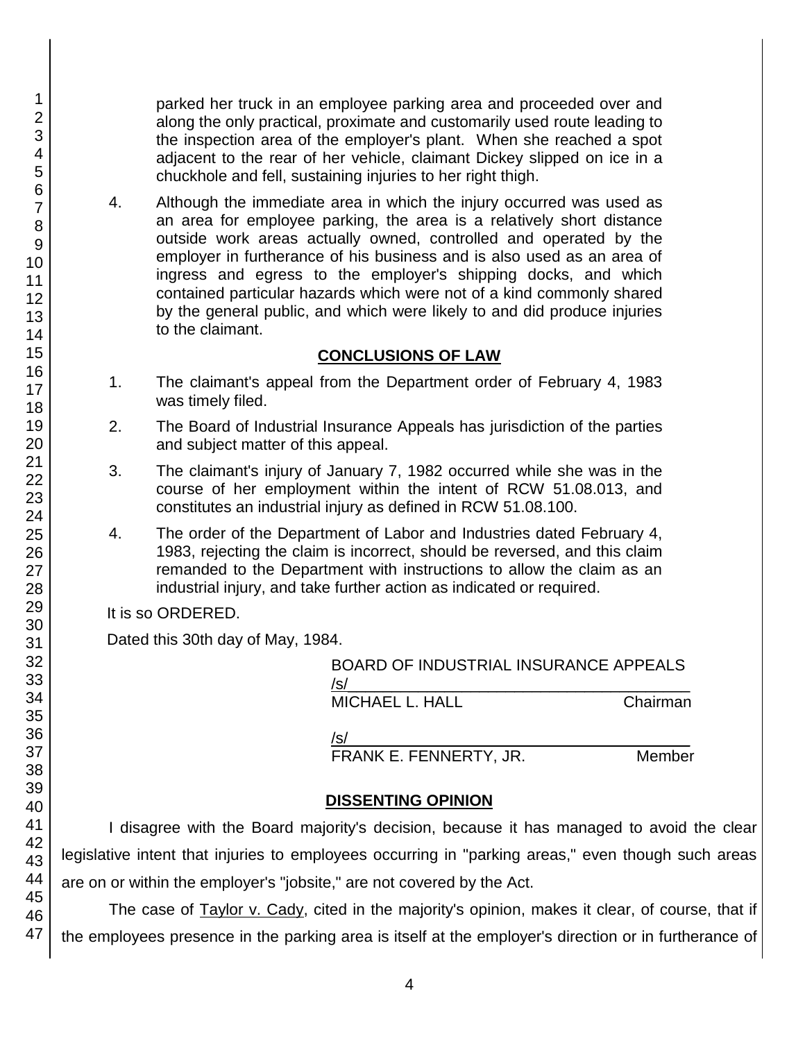parked her truck in an employee parking area and proceeded over and along the only practical, proximate and customarily used route leading to the inspection area of the employer's plant. When she reached a spot adjacent to the rear of her vehicle, claimant Dickey slipped on ice in a chuckhole and fell, sustaining injuries to her right thigh.

4. Although the immediate area in which the injury occurred was used as an area for employee parking, the area is a relatively short distance outside work areas actually owned, controlled and operated by the employer in furtherance of his business and is also used as an area of ingress and egress to the employer's shipping docks, and which contained particular hazards which were not of a kind commonly shared by the general public, and which were likely to and did produce injuries to the claimant.

## CONCLUSIONS OF LAW

1. The claimant's appeal from the Department order of February 4, 1983 was timely filed.

2. The Board of Industrial Insurance Appeals has jurisdiction of the parties and subject matter of this appeal.

3. The claimant's injury of January 7, 1982 occurred while she was in the course of her employment within the intent of RCW 51.08.013, and constitutes an industrial injury as defined in RCW 51.08.100.

4. The order of the Department of Labor and Industries dated February 4, 1983, rejecting the claim is incorrect, should be reversed, and this claim remanded to the Department with instructions to allow the claim as an industrial injury, and take further action as indicated or required.

It is so ORDERED.

Dated this 30th day of May, 1984.

BOARD OF INDUSTRIAL INSURANCE APPEALS

/s/
MICHAEL L. HALL Chairman

/s/
FRANK E. FENNERTY, JR. Member

## DISSENTING OPINION

I disagree with the Board majority's decision, because it has managed to avoid the clear legislative intent that injuries to employees occurring in "parking areas," even though such areas are on or within the employer's "jobsite," are not covered by the Act.

The case of Taylor v. Cady, cited in the majority's opinion, makes it clear, of course, that if the employees presence in the parking area is itself at the employer's direction or in furtherance of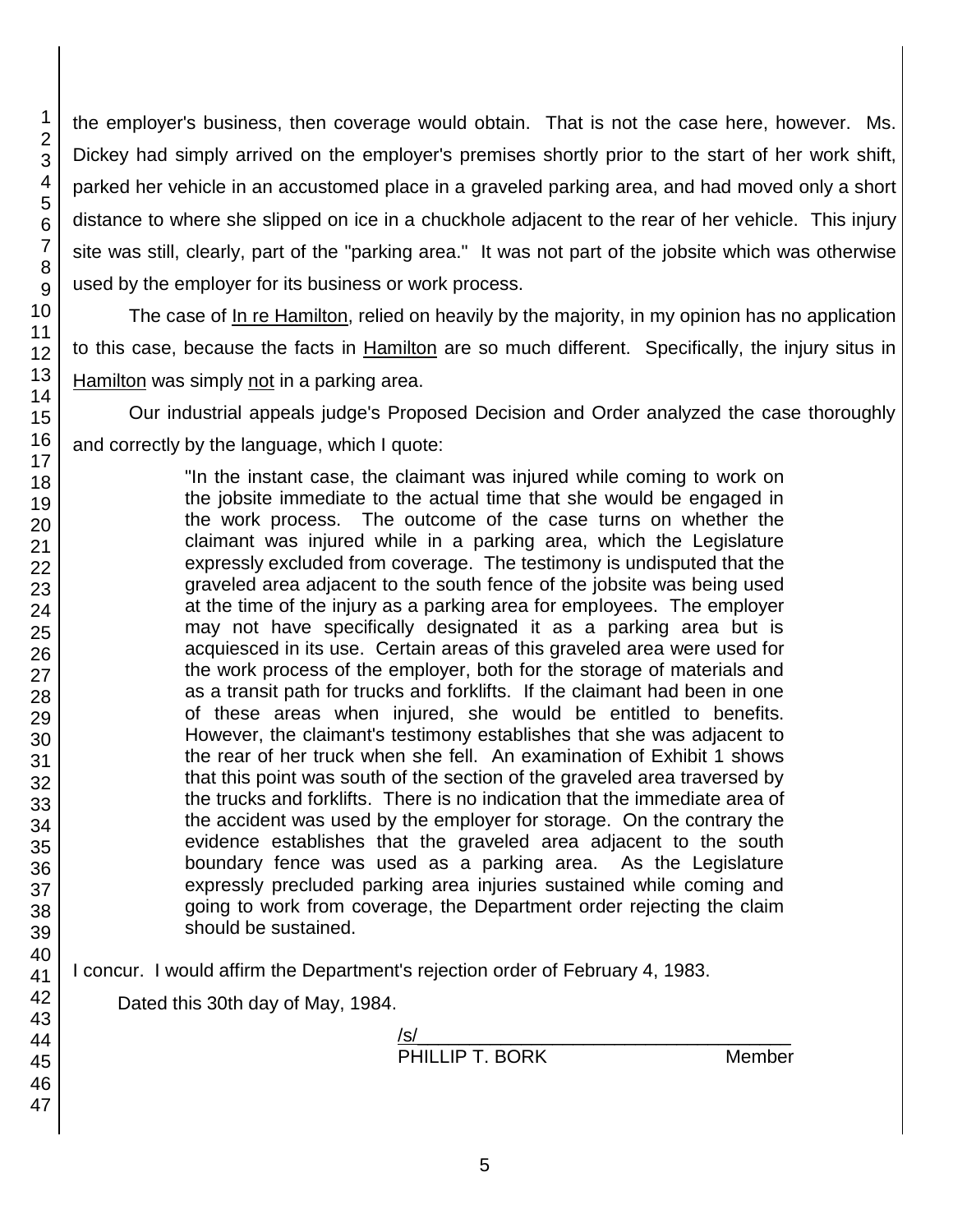the employer's business, then coverage would obtain. That is not the case here, however. Ms. Dickey had simply arrived on the employer's premises shortly prior to the start of her work shift, parked her vehicle in an accustomed place in a graveled parking area, and had moved only a short distance to where she slipped on ice in a chuckhole adjacent to the rear of her vehicle. This injury site was still, clearly, part of the "parking area." It was not part of the jobsite which was otherwise used by the employer for its business or work process.

The case of In re Hamilton, relied on heavily by the majority, in my opinion has no application to this case, because the facts in Hamilton are so much different. Specifically, the injury situs in Hamilton was simply not in a parking area.

Our industrial appeals judge's Proposed Decision and Order analyzed the case thoroughly and correctly by the language, which I quote:

> "In the instant case, the claimant was injured while coming to work on the jobsite immediate to the actual time that she would be engaged in the work process. The outcome of the case turns on whether the claimant was injured while in a parking area, which the Legislature expressly excluded from coverage. The testimony is undisputed that the graveled area adjacent to the south fence of the jobsite was being used at the time of the injury as a parking area for employees. The employer may not have specifically designated it as a parking area but is acquiesced in its use. Certain areas of this graveled area were used for the work process of the employer, both for the storage of materials and as a transit path for trucks and forklifts. If the claimant had been in one of these areas when injured, she would be entitled to benefits. However, the claimant's testimony establishes that she was adjacent to the rear of her truck when she fell. An examination of Exhibit 1 shows that this point was south of the section of the graveled area traversed by the trucks and forklifts. There is no indication that the immediate area of the accident was used by the employer for storage. On the contrary the evidence establishes that the graveled area adjacent to the south boundary fence was used as a parking area. As the Legislature expressly precluded parking area injuries sustained while coming and going to work from coverage, the Department order rejecting the claim should be sustained.

I concur. I would affirm the Department's rejection order of February 4, 1983.

Dated this 30th day of May, 1984.

/s/___________________________________

PHILLIP T. BORK Member